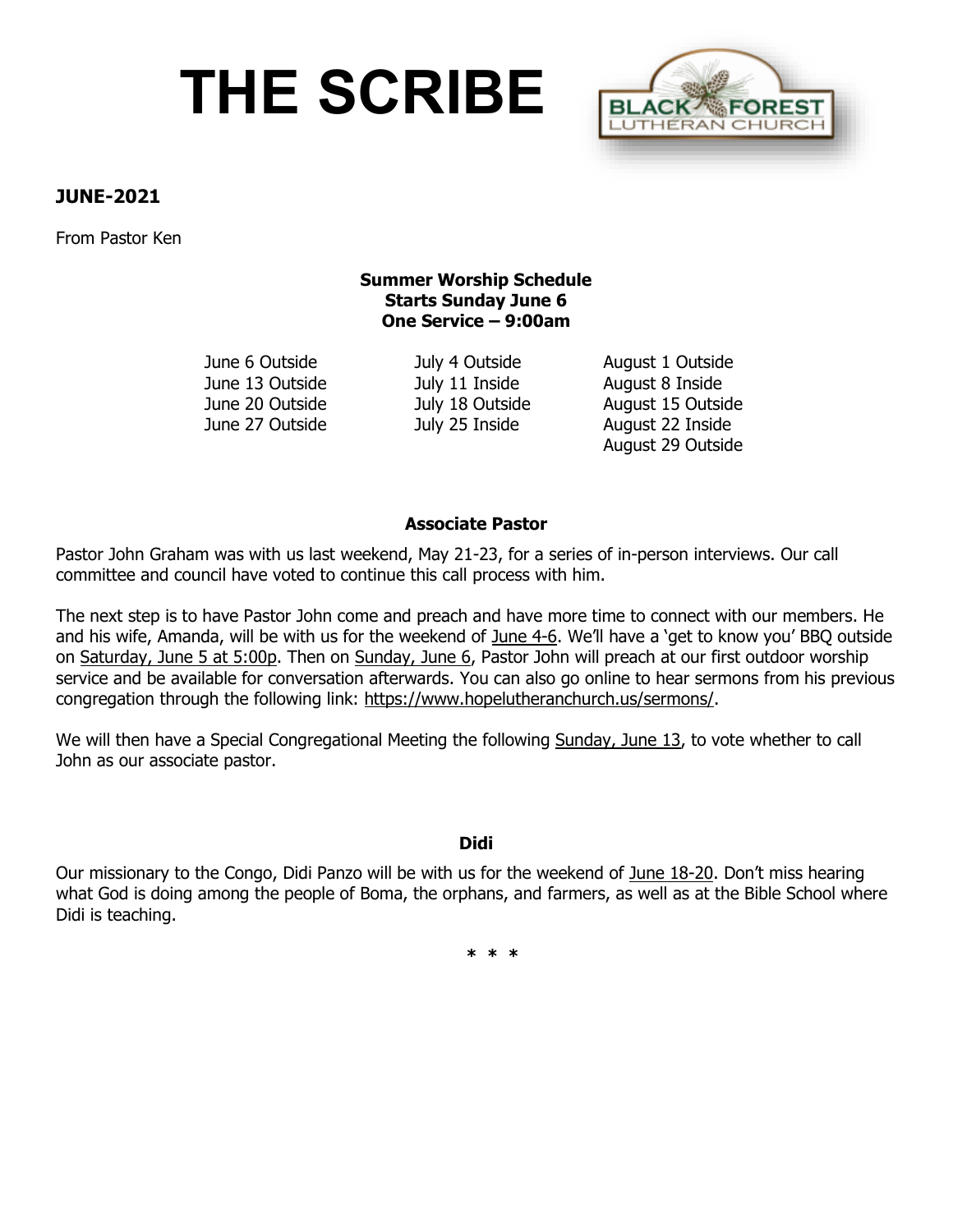# THE SCRIBE

BLACK FOREST LUTHERAN CHURCH

**JUNE-2021**

From Pastor Ken

**Summer Worship Schedule**
**Starts Sunday June 6**
**One Service – 9:00am**

| June | July | August |
|---|---|---|
| June 6 Outside | July 4 Outside | August 1 Outside |
| June 13 Outside | July 11 Inside | August 8 Inside |
| June 20 Outside | July 18 Outside | August 15 Outside |
| June 27 Outside | July 25 Inside | August 22 Inside |
| | | August 29 Outside |

**Associate Pastor**

Pastor John Graham was with us last weekend, May 21-23, for a series of in-person interviews. Our call committee and council have voted to continue this call process with him.

The next step is to have Pastor John come and preach and have more time to connect with our members. He and his wife, Amanda, will be with us for the weekend of June 4-6. We'll have a 'get to know you' BBQ outside on Saturday, June 5 at 5:00p. Then on Sunday, June 6, Pastor John will preach at our first outdoor worship service and be available for conversation afterwards. You can also go online to hear sermons from his previous congregation through the following link: https://www.hopelutheranchurch.us/sermons/.

We will then have a Special Congregational Meeting the following Sunday, June 13, to vote whether to call John as our associate pastor.

**Didi**

Our missionary to the Congo, Didi Panzo will be with us for the weekend of June 18-20. Don't miss hearing what God is doing among the people of Boma, the orphans, and farmers, as well as at the Bible School where Didi is teaching.

\* \* \*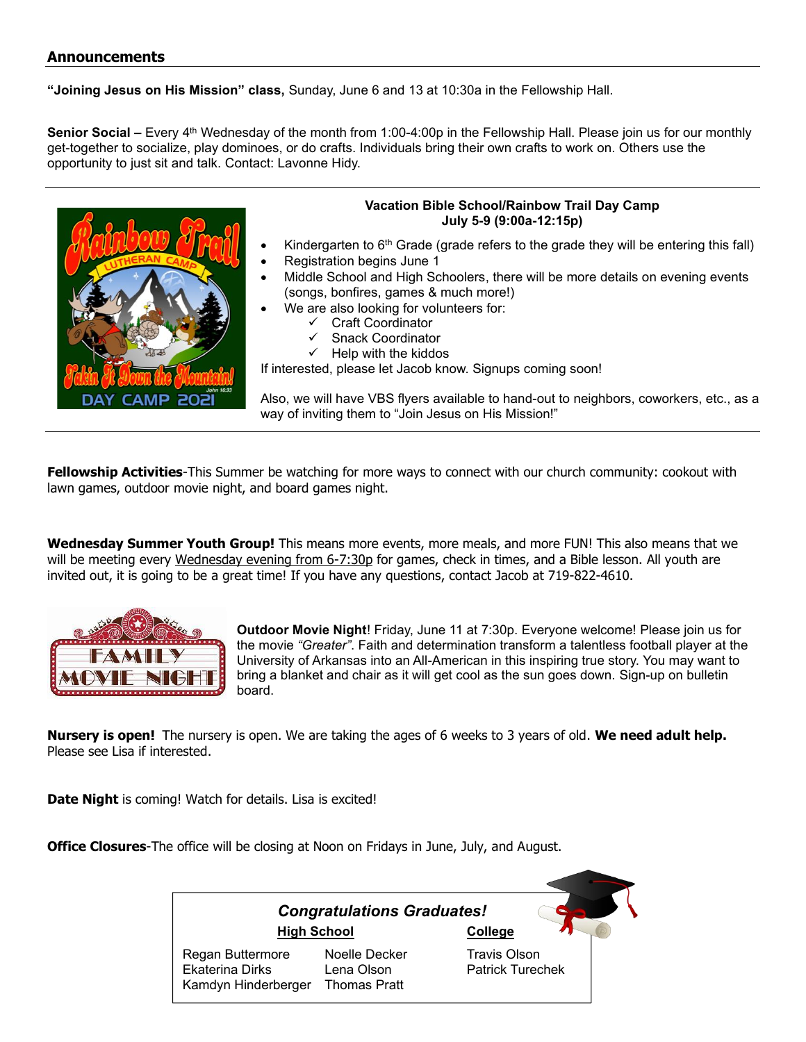## Announcements

**"Joining Jesus on His Mission" class,** Sunday, June 6 and 13 at 10:30a in the Fellowship Hall.

**Senior Social –** Every 4th Wednesday of the month from 1:00-4:00p in the Fellowship Hall. Please join us for our monthly get-together to socialize, play dominoes, or do crafts. Individuals bring their own crafts to work on. Others use the opportunity to just sit and talk. Contact: Lavonne Hidy.

---

**Vacation Bible School/Rainbow Trail Day Camp**
**July 5-9 (9:00a-12:15p)**

- Kindergarten to 6th Grade (grade refers to the grade they will be entering this fall)
- Registration begins June 1
- Middle School and High Schoolers, there will be more details on evening events (songs, bonfires, games & much more!)
- We are also looking for volunteers for:
  - ✓ Craft Coordinator
  - ✓ Snack Coordinator
  - ✓ Help with the kiddos

If interested, please let Jacob know. Signups coming soon!

Also, we will have VBS flyers available to hand-out to neighbors, coworkers, etc., as a way of inviting them to "Join Jesus on His Mission!"

---

**Fellowship Activities**-This Summer be watching for more ways to connect with our church community: cookout with lawn games, outdoor movie night, and board games night.

**Wednesday Summer Youth Group!** This means more events, more meals, and more FUN! This also means that we will be meeting every Wednesday evening from 6-7:30p for games, check in times, and a Bible lesson. All youth are invited out, it is going to be a great time! If you have any questions, contact Jacob at 719-822-4610.

**Outdoor Movie Night**! Friday, June 11 at 7:30p. Everyone welcome! Please join us for the movie *"Greater"*. Faith and determination transform a talentless football player at the University of Arkansas into an All-American in this inspiring true story. You may want to bring a blanket and chair as it will get cool as the sun goes down. Sign-up on bulletin board.

**Nursery is open!** The nursery is open. We are taking the ages of 6 weeks to 3 years of old. **We need adult help.** Please see Lisa if interested.

**Date Night** is coming! Watch for details. Lisa is excited!

**Office Closures**-The office will be closing at Noon on Fridays in June, July, and August.

***Congratulations Graduates!***

| High School | | College |
|---|---|---|
| Regan Buttermore | Noelle Decker | Travis Olson |
| Ekaterina Dirks | Lena Olson | Patrick Turechek |
| Kamdyn Hinderberger | Thomas Pratt | |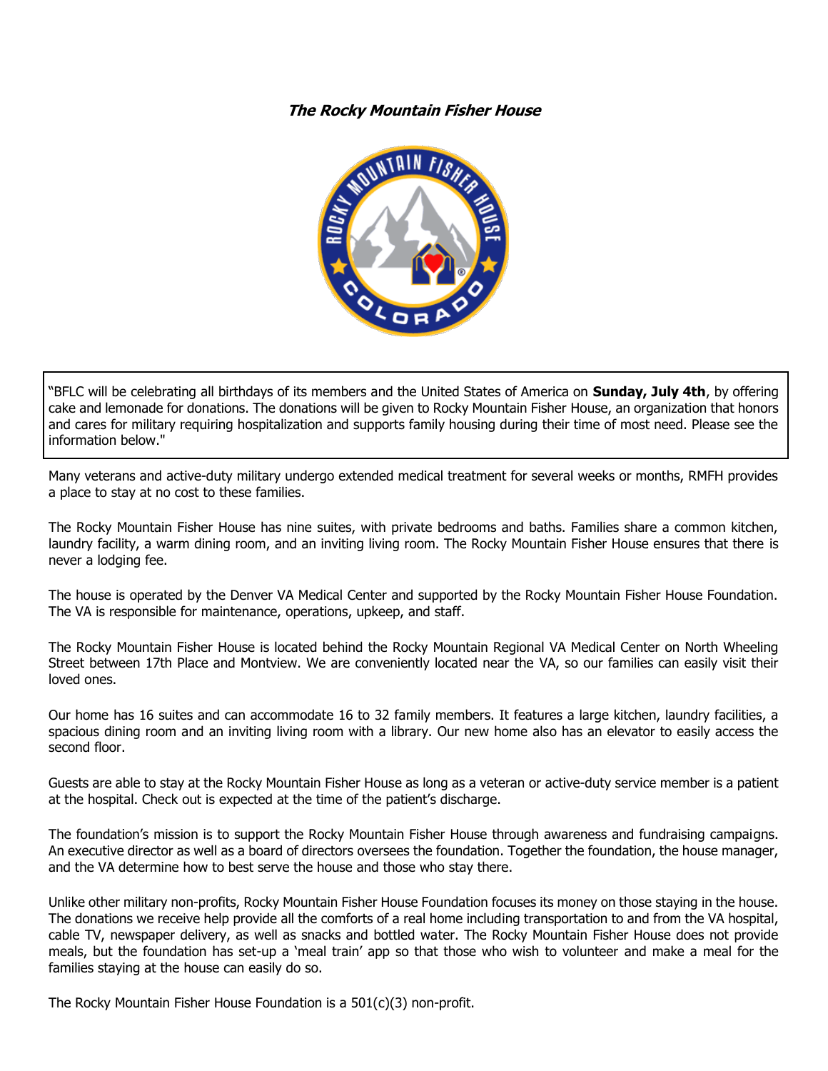### ***The Rocky Mountain Fisher House***

"BFLC will be celebrating all birthdays of its members and the United States of America on **Sunday, July 4th**, by offering cake and lemonade for donations. The donations will be given to Rocky Mountain Fisher House, an organization that honors and cares for military requiring hospitalization and supports family housing during their time of most need. Please see the information below."

Many veterans and active-duty military undergo extended medical treatment for several weeks or months, RMFH provides a place to stay at no cost to these families.

The Rocky Mountain Fisher House has nine suites, with private bedrooms and baths. Families share a common kitchen, laundry facility, a warm dining room, and an inviting living room. The Rocky Mountain Fisher House ensures that there is never a lodging fee.

The house is operated by the Denver VA Medical Center and supported by the Rocky Mountain Fisher House Foundation. The VA is responsible for maintenance, operations, upkeep, and staff.

The Rocky Mountain Fisher House is located behind the Rocky Mountain Regional VA Medical Center on North Wheeling Street between 17th Place and Montview. We are conveniently located near the VA, so our families can easily visit their loved ones.

Our home has 16 suites and can accommodate 16 to 32 family members. It features a large kitchen, laundry facilities, a spacious dining room and an inviting living room with a library. Our new home also has an elevator to easily access the second floor.

Guests are able to stay at the Rocky Mountain Fisher House as long as a veteran or active-duty service member is a patient at the hospital. Check out is expected at the time of the patient's discharge.

The foundation's mission is to support the Rocky Mountain Fisher House through awareness and fundraising campaigns. An executive director as well as a board of directors oversees the foundation. Together the foundation, the house manager, and the VA determine how to best serve the house and those who stay there.

Unlike other military non-profits, Rocky Mountain Fisher House Foundation focuses its money on those staying in the house. The donations we receive help provide all the comforts of a real home including transportation to and from the VA hospital, cable TV, newspaper delivery, as well as snacks and bottled water. The Rocky Mountain Fisher House does not provide meals, but the foundation has set-up a 'meal train' app so that those who wish to volunteer and make a meal for the families staying at the house can easily do so.

The Rocky Mountain Fisher House Foundation is a 501(c)(3) non-profit.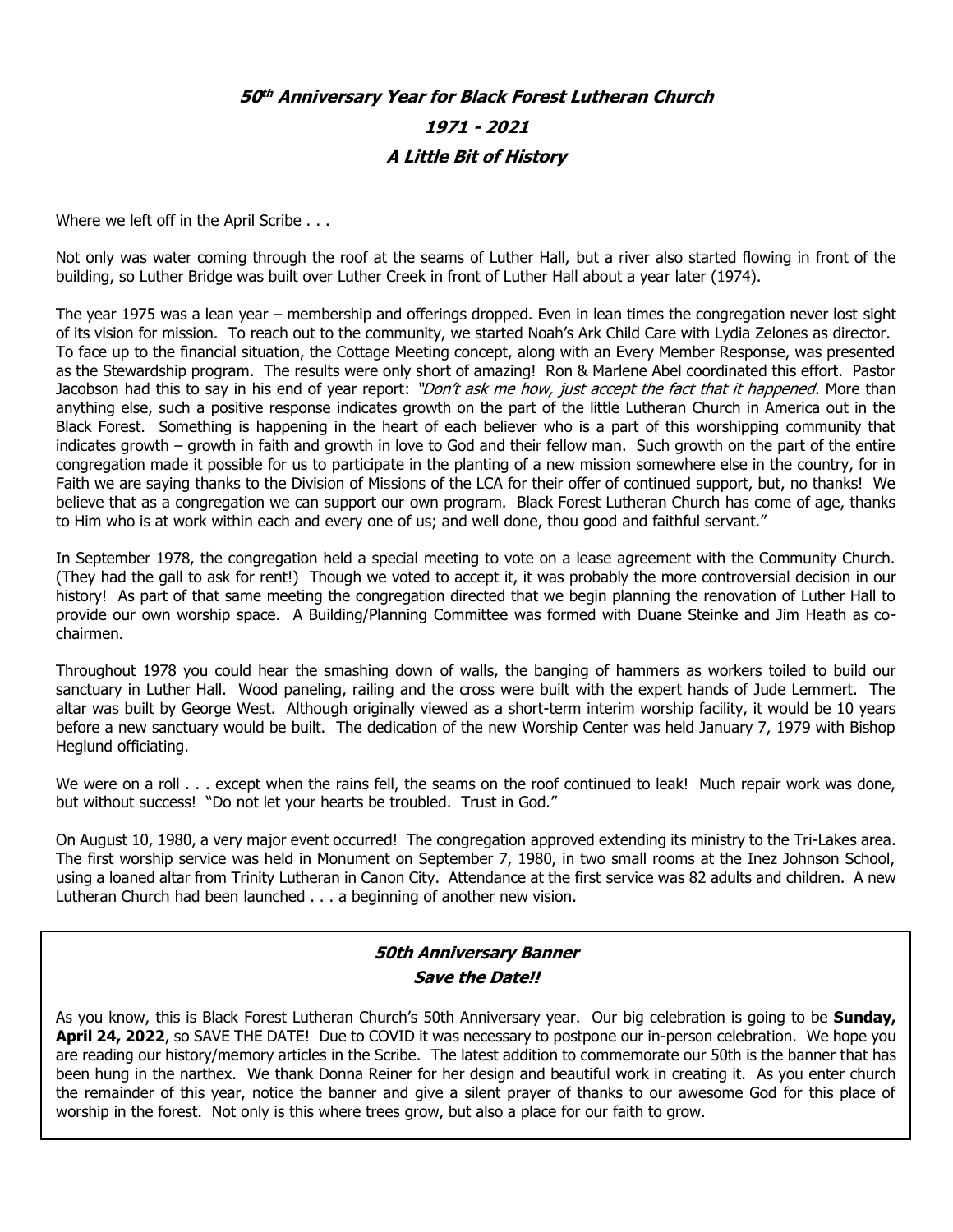# *50th Anniversary Year for Black Forest Lutheran Church*

## *1971 - 2021*

## *A Little Bit of History*

Where we left off in the April Scribe . . .

Not only was water coming through the roof at the seams of Luther Hall, but a river also started flowing in front of the building, so Luther Bridge was built over Luther Creek in front of Luther Hall about a year later (1974).

The year 1975 was a lean year – membership and offerings dropped. Even in lean times the congregation never lost sight of its vision for mission. To reach out to the community, we started Noah's Ark Child Care with Lydia Zelones as director. To face up to the financial situation, the Cottage Meeting concept, along with an Every Member Response, was presented as the Stewardship program. The results were only short of amazing! Ron & Marlene Abel coordinated this effort. Pastor Jacobson had this to say in his end of year report: *"Don't ask me how, just accept the fact that it happened*. More than anything else, such a positive response indicates growth on the part of the little Lutheran Church in America out in the Black Forest. Something is happening in the heart of each believer who is a part of this worshipping community that indicates growth – growth in faith and growth in love to God and their fellow man. Such growth on the part of the entire congregation made it possible for us to participate in the planting of a new mission somewhere else in the country, for in Faith we are saying thanks to the Division of Missions of the LCA for their offer of continued support, but, no thanks! We believe that as a congregation we can support our own program. Black Forest Lutheran Church has come of age, thanks to Him who is at work within each and every one of us; and well done, thou good and faithful servant."

In September 1978, the congregation held a special meeting to vote on a lease agreement with the Community Church. (They had the gall to ask for rent!) Though we voted to accept it, it was probably the more controversial decision in our history! As part of that same meeting the congregation directed that we begin planning the renovation of Luther Hall to provide our own worship space. A Building/Planning Committee was formed with Duane Steinke and Jim Heath as co-chairmen.

Throughout 1978 you could hear the smashing down of walls, the banging of hammers as workers toiled to build our sanctuary in Luther Hall. Wood paneling, railing and the cross were built with the expert hands of Jude Lemmert. The altar was built by George West. Although originally viewed as a short-term interim worship facility, it would be 10 years before a new sanctuary would be built. The dedication of the new Worship Center was held January 7, 1979 with Bishop Heglund officiating.

We were on a roll . . . except when the rains fell, the seams on the roof continued to leak! Much repair work was done, but without success! "Do not let your hearts be troubled. Trust in God."

On August 10, 1980, a very major event occurred! The congregation approved extending its ministry to the Tri-Lakes area. The first worship service was held in Monument on September 7, 1980, in two small rooms at the Inez Johnson School, using a loaned altar from Trinity Lutheran in Canon City. Attendance at the first service was 82 adults and children. A new Lutheran Church had been launched . . . a beginning of another new vision.

## *50th Anniversary Banner*

## *Save the Date!!*

As you know, this is Black Forest Lutheran Church's 50th Anniversary year. Our big celebration is going to be **Sunday, April 24, 2022**, so SAVE THE DATE! Due to COVID it was necessary to postpone our in-person celebration. We hope you are reading our history/memory articles in the Scribe. The latest addition to commemorate our 50th is the banner that has been hung in the narthex. We thank Donna Reiner for her design and beautiful work in creating it. As you enter church the remainder of this year, notice the banner and give a silent prayer of thanks to our awesome God for this place of worship in the forest. Not only is this where trees grow, but also a place for our faith to grow.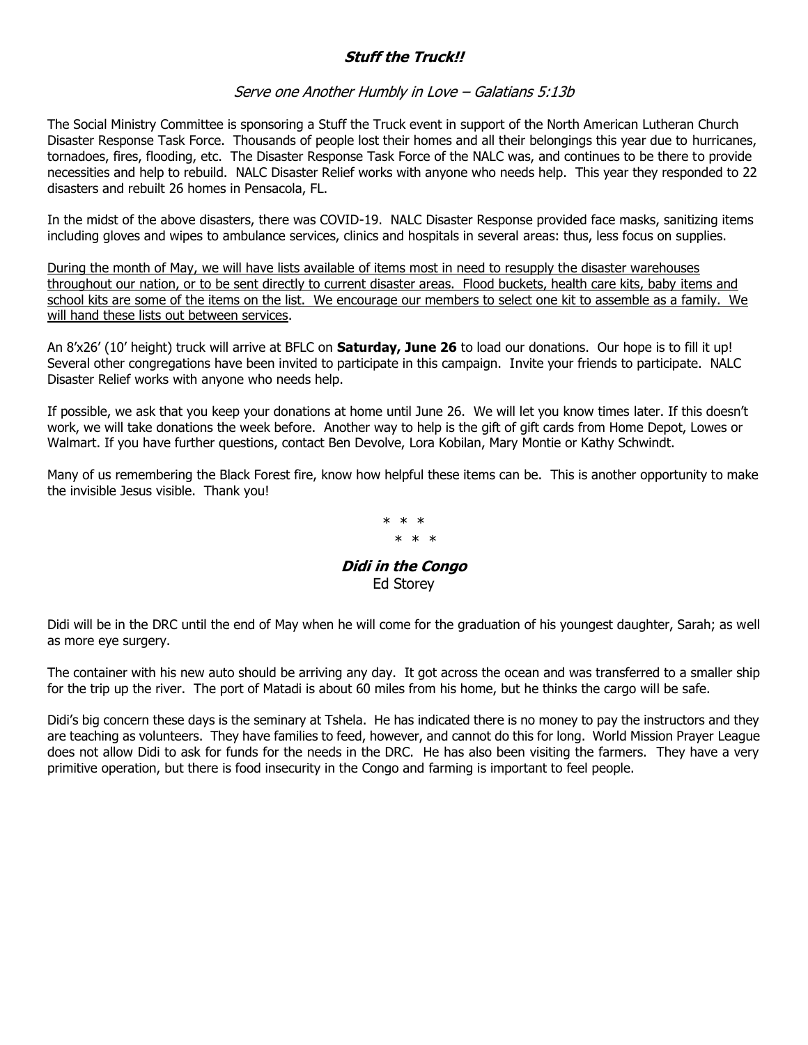## ***Stuff the Truck!!***

*Serve one Another Humbly in Love – Galatians 5:13b*

The Social Ministry Committee is sponsoring a Stuff the Truck event in support of the North American Lutheran Church Disaster Response Task Force. Thousands of people lost their homes and all their belongings this year due to hurricanes, tornadoes, fires, flooding, etc. The Disaster Response Task Force of the NALC was, and continues to be there to provide necessities and help to rebuild. NALC Disaster Relief works with anyone who needs help. This year they responded to 22 disasters and rebuilt 26 homes in Pensacola, FL.

In the midst of the above disasters, there was COVID-19. NALC Disaster Response provided face masks, sanitizing items including gloves and wipes to ambulance services, clinics and hospitals in several areas: thus, less focus on supplies.

<u>During the month of May, we will have lists available of items most in need to resupply the disaster warehouses throughout our nation, or to be sent directly to current disaster areas. Flood buckets, health care kits, baby items and school kits are some of the items on the list. We encourage our members to select one kit to assemble as a family. We will hand these lists out between services</u>.

An 8'x26' (10' height) truck will arrive at BFLC on **Saturday, June 26** to load our donations. Our hope is to fill it up! Several other congregations have been invited to participate in this campaign. Invite your friends to participate. NALC Disaster Relief works with anyone who needs help.

If possible, we ask that you keep your donations at home until June 26. We will let you know times later. If this doesn't work, we will take donations the week before. Another way to help is the gift of gift cards from Home Depot, Lowes or Walmart. If you have further questions, contact Ben Devolve, Lora Kobilan, Mary Montie or Kathy Schwindt.

Many of us remembering the Black Forest fire, know how helpful these items can be. This is another opportunity to make the invisible Jesus visible. Thank you!

\* \* \*
\* \* \*

## ***Didi in the Congo***

Ed Storey

Didi will be in the DRC until the end of May when he will come for the graduation of his youngest daughter, Sarah; as well as more eye surgery.

The container with his new auto should be arriving any day. It got across the ocean and was transferred to a smaller ship for the trip up the river. The port of Matadi is about 60 miles from his home, but he thinks the cargo will be safe.

Didi's big concern these days is the seminary at Tshela. He has indicated there is no money to pay the instructors and they are teaching as volunteers. They have families to feed, however, and cannot do this for long. World Mission Prayer League does not allow Didi to ask for funds for the needs in the DRC. He has also been visiting the farmers. They have a very primitive operation, but there is food insecurity in the Congo and farming is important to feel people.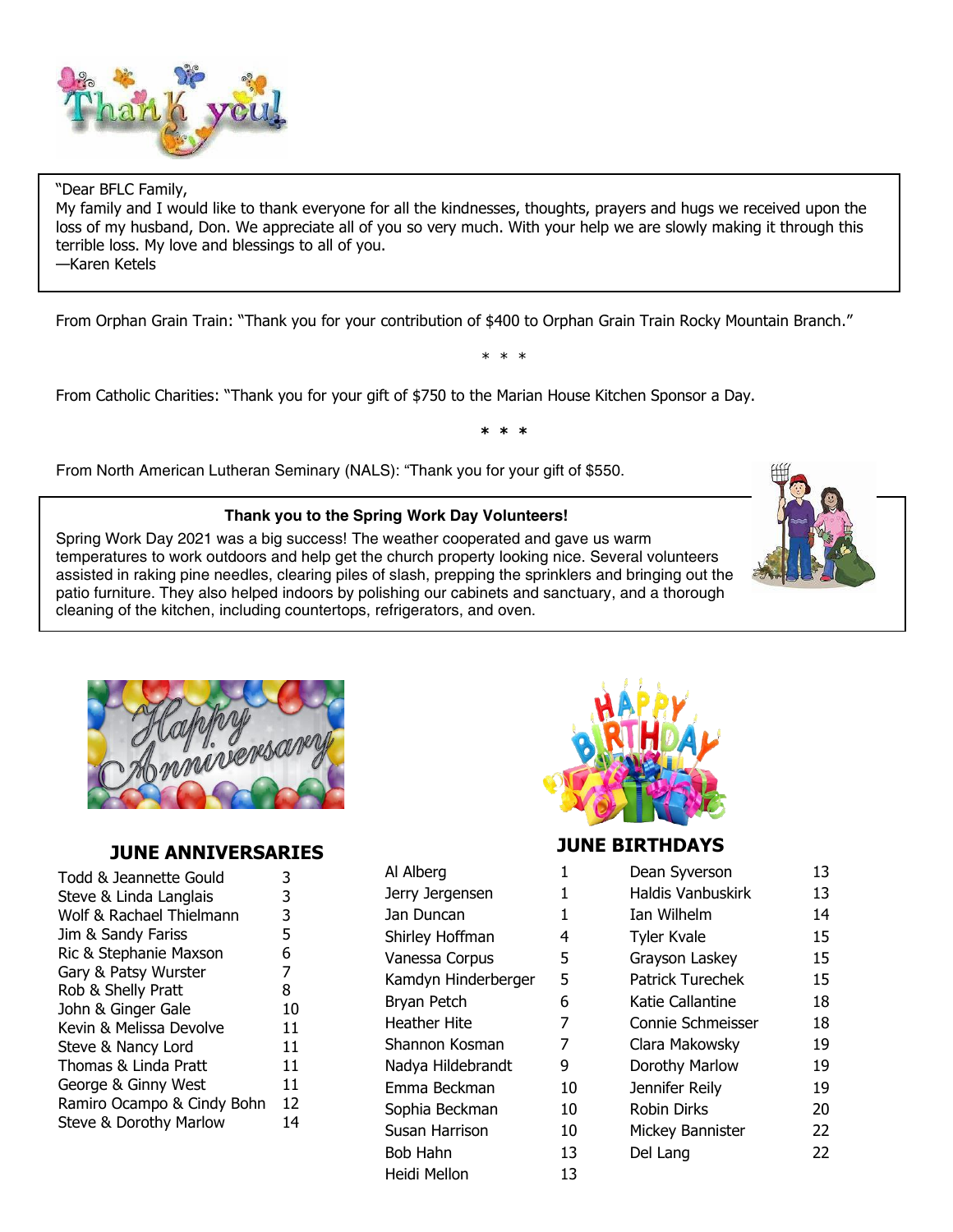"Dear BFLC Family,
My family and I would like to thank everyone for all the kindnesses, thoughts, prayers and hugs we received upon the loss of my husband, Don. We appreciate all of you so very much. With your help we are slowly making it through this terrible loss. My love and blessings to all of you.
—Karen Ketels

From Orphan Grain Train: "Thank you for your contribution of $400 to Orphan Grain Train Rocky Mountain Branch."

\* \* \*

From Catholic Charities: "Thank you for your gift of $750 to the Marian House Kitchen Sponsor a Day.

\* \* \*

From North American Lutheran Seminary (NALS): "Thank you for your gift of $550.

**Thank you to the Spring Work Day Volunteers!**

Spring Work Day 2021 was a big success! The weather cooperated and gave us warm temperatures to work outdoors and help get the church property looking nice. Several volunteers assisted in raking pine needles, clearing piles of slash, prepping the sprinklers and bringing out the patio furniture. They also helped indoors by polishing our cabinets and sanctuary, and a thorough cleaning of the kitchen, including countertops, refrigerators, and oven.

## JUNE ANNIVERSARIES

| Name | Day |
|---|---|
| Todd & Jeannette Gould | 3 |
| Steve & Linda Langlais | 3 |
| Wolf & Rachael Thielmann | 3 |
| Jim & Sandy Fariss | 5 |
| Ric & Stephanie Maxson | 6 |
| Gary & Patsy Wurster | 7 |
| Rob & Shelly Pratt | 8 |
| John & Ginger Gale | 10 |
| Kevin & Melissa Devolve | 11 |
| Steve & Nancy Lord | 11 |
| Thomas & Linda Pratt | 11 |
| George & Ginny West | 11 |
| Ramiro Ocampo & Cindy Bohn | 12 |
| Steve & Dorothy Marlow | 14 |

## JUNE BIRTHDAYS

| Name | Day |
|---|---|
| Al Alberg | 1 |
| Jerry Jergensen | 1 |
| Jan Duncan | 1 |
| Shirley Hoffman | 4 |
| Vanessa Corpus | 5 |
| Kamdyn Hinderberger | 5 |
| Bryan Petch | 6 |
| Heather Hite | 7 |
| Shannon Kosman | 7 |
| Nadya Hildebrandt | 9 |
| Emma Beckman | 10 |
| Sophia Beckman | 10 |
| Susan Harrison | 10 |
| Bob Hahn | 13 |
| Heidi Mellon | 13 |
| Dean Syverson | 13 |
| Haldis Vanbuskirk | 13 |
| Ian Wilhelm | 14 |
| Tyler Kvale | 15 |
| Grayson Laskey | 15 |
| Patrick Turechek | 15 |
| Katie Callantine | 18 |
| Connie Schmeisser | 18 |
| Clara Makowsky | 19 |
| Dorothy Marlow | 19 |
| Jennifer Reily | 19 |
| Robin Dirks | 20 |
| Mickey Bannister | 22 |
| Del Lang | 22 |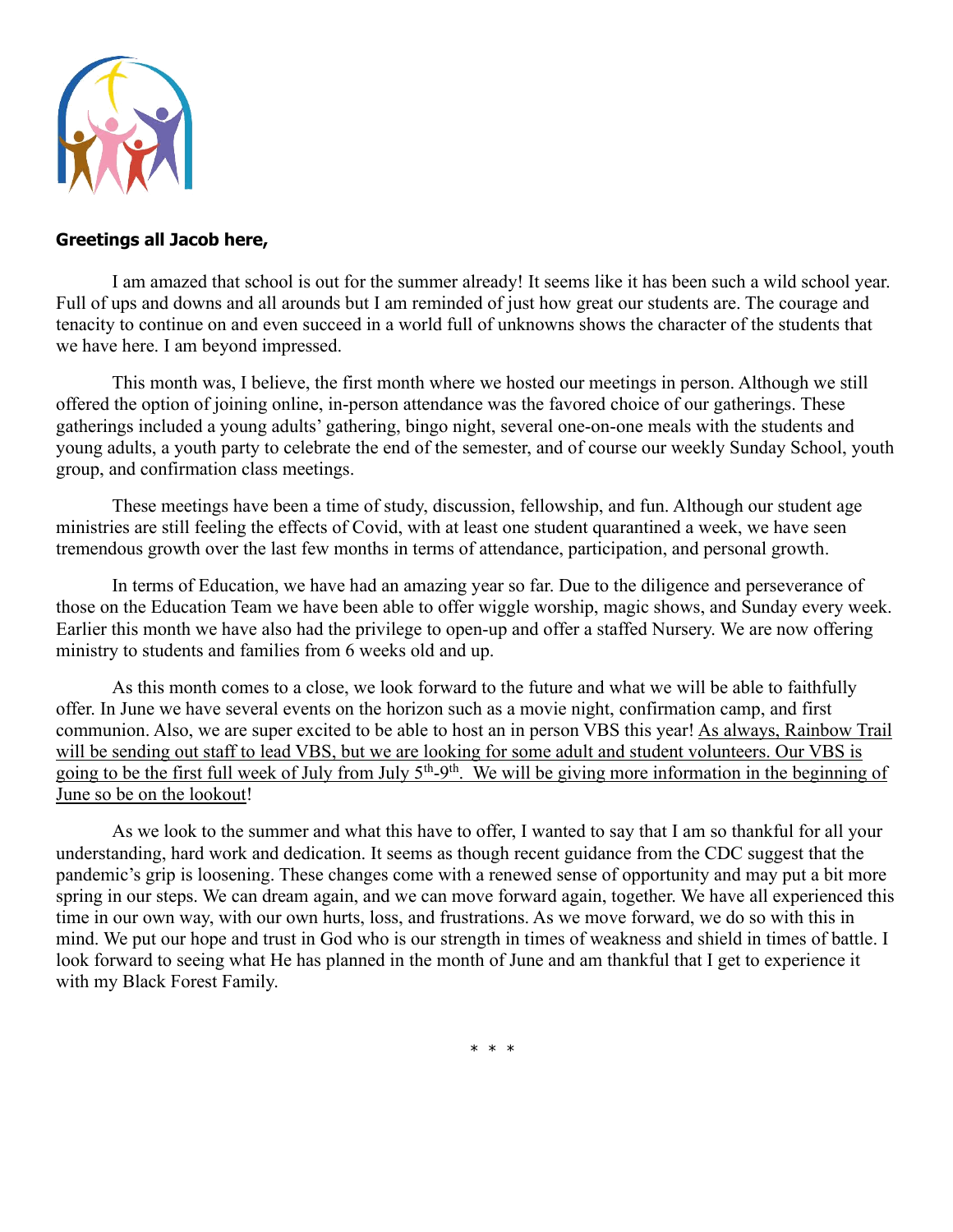**Greetings all Jacob here,**

I am amazed that school is out for the summer already! It seems like it has been such a wild school year. Full of ups and downs and all arounds but I am reminded of just how great our students are. The courage and tenacity to continue on and even succeed in a world full of unknowns shows the character of the students that we have here. I am beyond impressed.

This month was, I believe, the first month where we hosted our meetings in person. Although we still offered the option of joining online, in-person attendance was the favored choice of our gatherings. These gatherings included a young adults' gathering, bingo night, several one-on-one meals with the students and young adults, a youth party to celebrate the end of the semester, and of course our weekly Sunday School, youth group, and confirmation class meetings.

These meetings have been a time of study, discussion, fellowship, and fun. Although our student age ministries are still feeling the effects of Covid, with at least one student quarantined a week, we have seen tremendous growth over the last few months in terms of attendance, participation, and personal growth.

In terms of Education, we have had an amazing year so far. Due to the diligence and perseverance of those on the Education Team we have been able to offer wiggle worship, magic shows, and Sunday every week. Earlier this month we have also had the privilege to open-up and offer a staffed Nursery. We are now offering ministry to students and families from 6 weeks old and up.

As this month comes to a close, we look forward to the future and what we will be able to faithfully offer. In June we have several events on the horizon such as a movie night, confirmation camp, and first communion. Also, we are super excited to be able to host an in person VBS this year! As always, Rainbow Trail will be sending out staff to lead VBS, but we are looking for some adult and student volunteers. Our VBS is going to be the first full week of July from July 5th-9th. We will be giving more information in the beginning of June so be on the lookout!

As we look to the summer and what this have to offer, I wanted to say that I am so thankful for all your understanding, hard work and dedication. It seems as though recent guidance from the CDC suggest that the pandemic's grip is loosening. These changes come with a renewed sense of opportunity and may put a bit more spring in our steps. We can dream again, and we can move forward again, together. We have all experienced this time in our own way, with our own hurts, loss, and frustrations. As we move forward, we do so with this in mind. We put our hope and trust in God who is our strength in times of weakness and shield in times of battle. I look forward to seeing what He has planned in the month of June and am thankful that I get to experience it with my Black Forest Family.

\* \* \*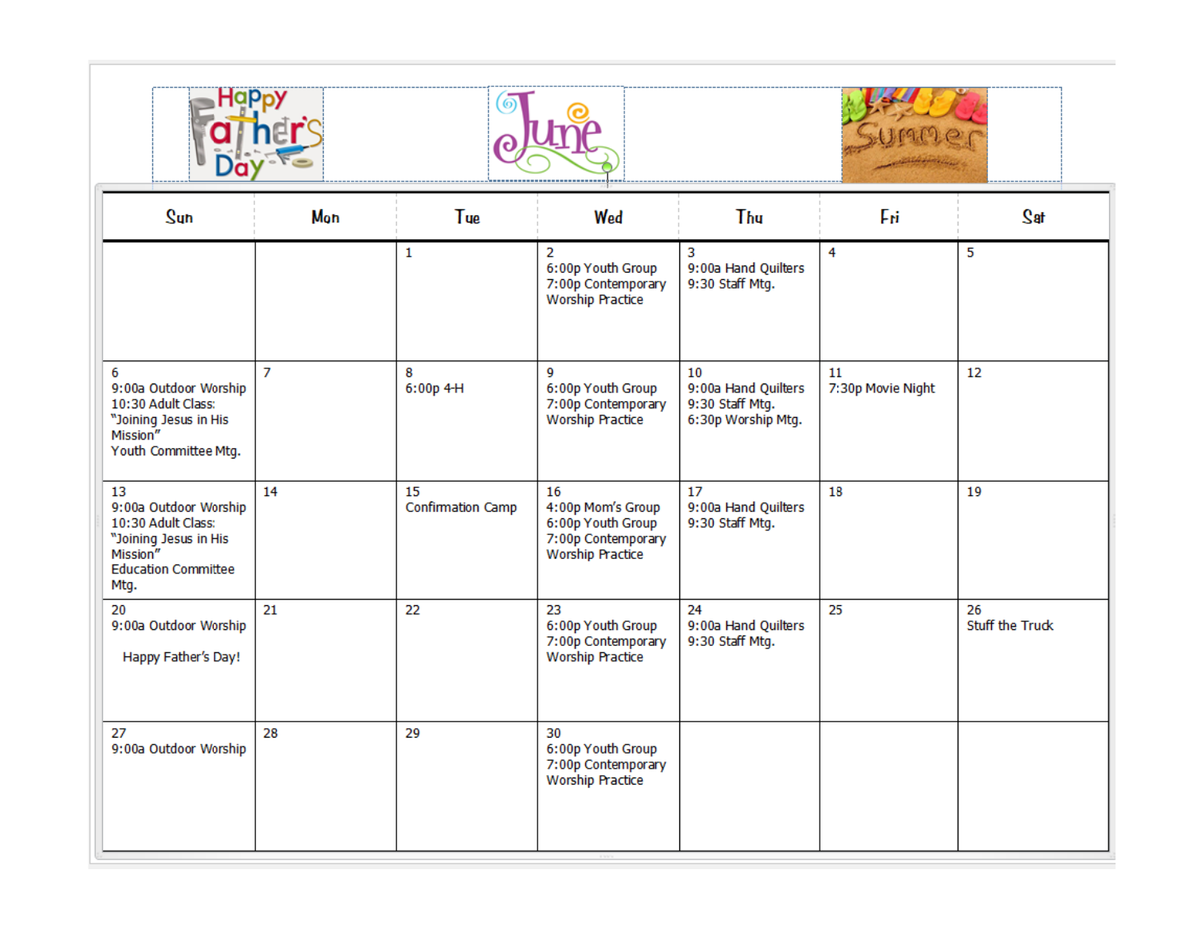# June

| Sun | Mon | Tue | Wed | Thu | Fri | Sat |
|---|---|---|---|---|---|---|
| | | 1 | 2<br>6:00p Youth Group<br>7:00p Contemporary Worship Practice | 3<br>9:00a Hand Quilters<br>9:30 Staff Mtg. | 4 | 5 |
| 6<br>9:00a Outdoor Worship<br>10:30 Adult Class: "Joining Jesus in His Mission"<br>Youth Committee Mtg. | 7 | 8<br>6:00p 4-H | 9<br>6:00p Youth Group<br>7:00p Contemporary Worship Practice | 10<br>9:00a Hand Quilters<br>9:30 Staff Mtg.<br>6:30p Worship Mtg. | 11<br>7:30p Movie Night | 12 |
| 13<br>9:00a Outdoor Worship<br>10:30 Adult Class: "Joining Jesus in His Mission"<br>Education Committee Mtg. | 14 | 15<br>Confirmation Camp | 16<br>4:00p Mom's Group<br>6:00p Youth Group<br>7:00p Contemporary Worship Practice | 17<br>9:00a Hand Quilters<br>9:30 Staff Mtg. | 18 | 19 |
| 20<br>9:00a Outdoor Worship<br>Happy Father's Day! | 21 | 22 | 23<br>6:00p Youth Group<br>7:00p Contemporary Worship Practice | 24<br>9:00a Hand Quilters<br>9:30 Staff Mtg. | 25 | 26<br>Stuff the Truck |
| 27<br>9:00a Outdoor Worship | 28 | 29 | 30<br>6:00p Youth Group<br>7:00p Contemporary Worship Practice | | | |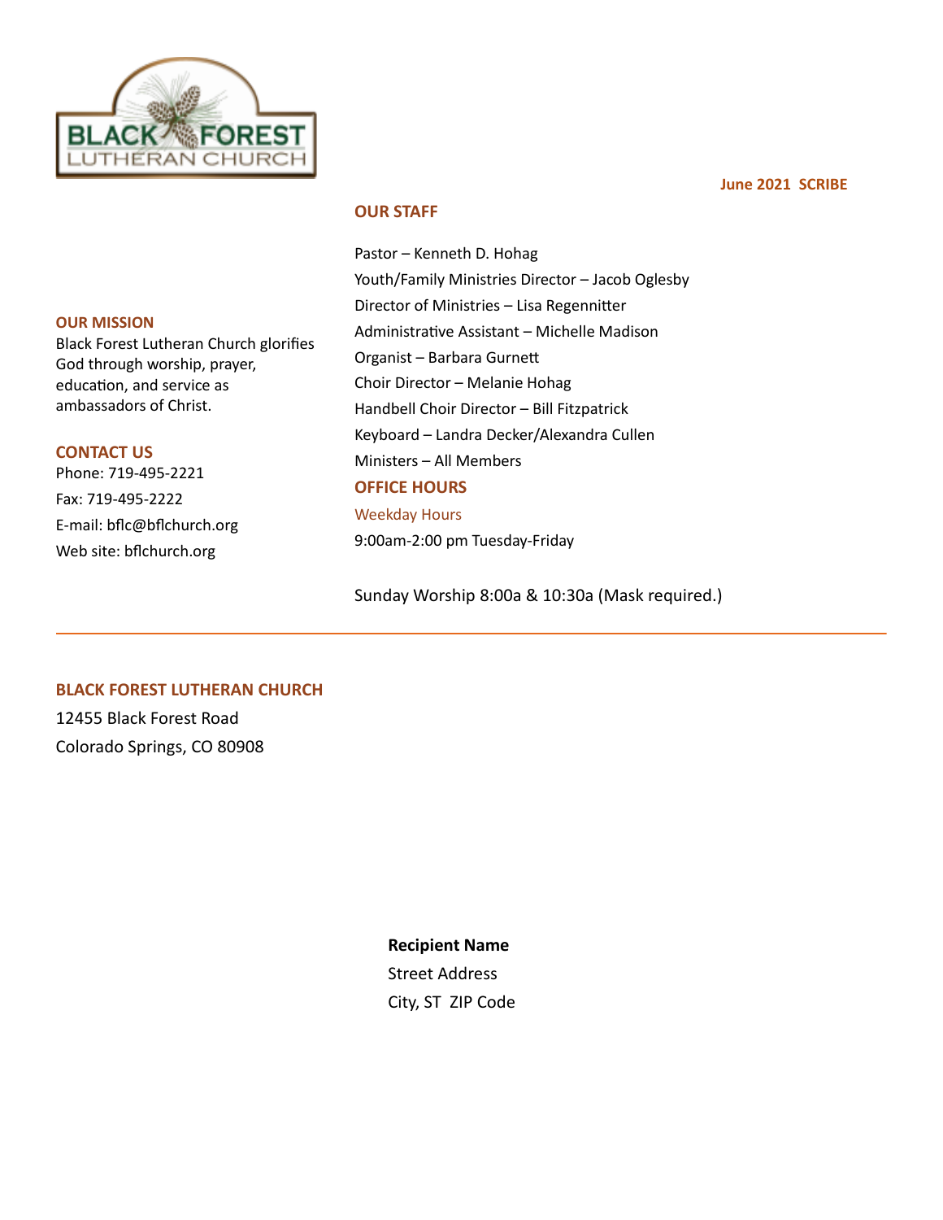June 2021 SCRIBE

## OUR STAFF

Pastor – Kenneth D. Hohag
Youth/Family Ministries Director – Jacob Oglesby
Director of Ministries – Lisa Regennitter
Administrative Assistant – Michelle Madison
Organist – Barbara Gurnett
Choir Director – Melanie Hohag
Handbell Choir Director – Bill Fitzpatrick
Keyboard – Landra Decker/Alexandra Cullen
Ministers – All Members

## OFFICE HOURS

Weekday Hours

9:00am-2:00 pm Tuesday-Friday

Sunday Worship 8:00a & 10:30a (Mask required.)

## OUR MISSION

Black Forest Lutheran Church glorifies God through worship, prayer, education, and service as ambassadors of Christ.

## CONTACT US

Phone: 719-495-2221
Fax: 719-495-2222
E-mail: bflc@bflchurch.org
Web site: bflchurch.org

---

## BLACK FOREST LUTHERAN CHURCH

12455 Black Forest Road
Colorado Springs, CO 80908

**Recipient Name**
Street Address
City, ST ZIP Code